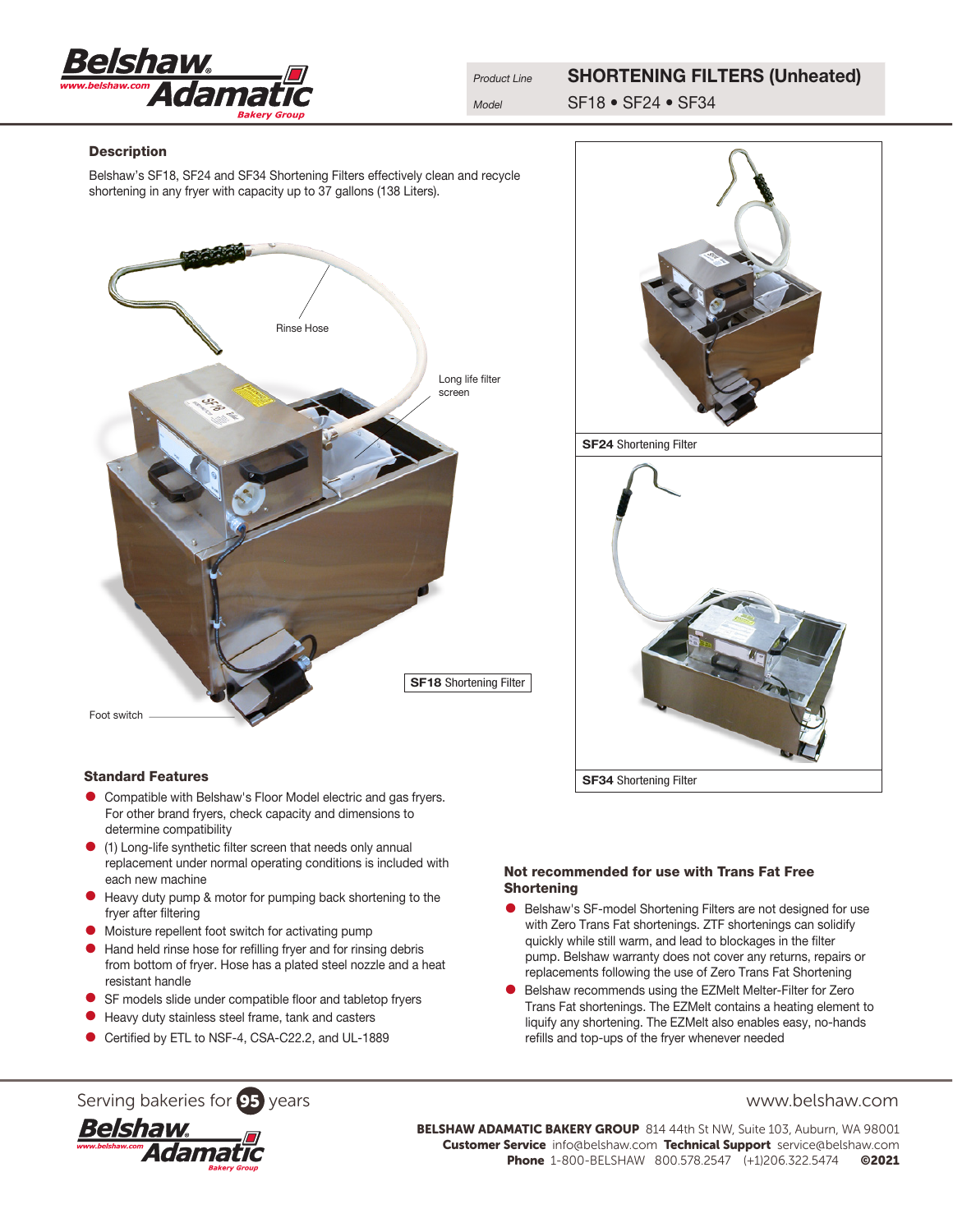| Product Line | SHORTENING FILTERS (Unheated) |
| --- | --- |
| Model | SF18 • SF24 • SF34 |

## Description

Belshaw's SF18, SF24 and SF34 Shortening Filters effectively clean and recycle shortening in any fryer with capacity up to 37 gallons (138 Liters).

Rinse Hose

Long life filter screen

Foot switch

**SF18** Shortening Filter

**SF24** Shortening Filter

**SF34** Shortening Filter

## Standard Features

- Compatible with Belshaw's Floor Model electric and gas fryers. For other brand fryers, check capacity and dimensions to determine compatibility
- (1) Long-life synthetic filter screen that needs only annual replacement under normal operating conditions is included with each new machine
- Heavy duty pump & motor for pumping back shortening to the fryer after filtering
- Moisture repellent foot switch for activating pump
- Hand held rinse hose for refilling fryer and for rinsing debris from bottom of fryer. Hose has a plated steel nozzle and a heat resistant handle
- SF models slide under compatible floor and tabletop fryers
- Heavy duty stainless steel frame, tank and casters
- Certified by ETL to NSF-4, CSA-C22.2, and UL-1889

## Not recommended for use with Trans Fat Free Shortening

- Belshaw's SF-model Shortening Filters are not designed for use with Zero Trans Fat shortenings. ZTF shortenings can solidify quickly while still warm, and lead to blockages in the filter pump. Belshaw warranty does not cover any returns, repairs or replacements following the use of Zero Trans Fat Shortening
- Belshaw recommends using the EZMelt Melter-Filter for Zero Trans Fat shortenings. The EZMelt contains a heating element to liquify any shortening. The EZMelt also enables easy, no-hands refills and top-ups of the fryer whenever needed

Serving bakeries for 95 years

www.belshaw.com

**BELSHAW ADAMATIC BAKERY GROUP** 814 44th St NW, Suite 103, Auburn, WA 98001
**Customer Service** info@belshaw.com **Technical Support** service@belshaw.com
**Phone** 1-800-BELSHAW 800.578.2547 (+1)206.322.5474 **©2021**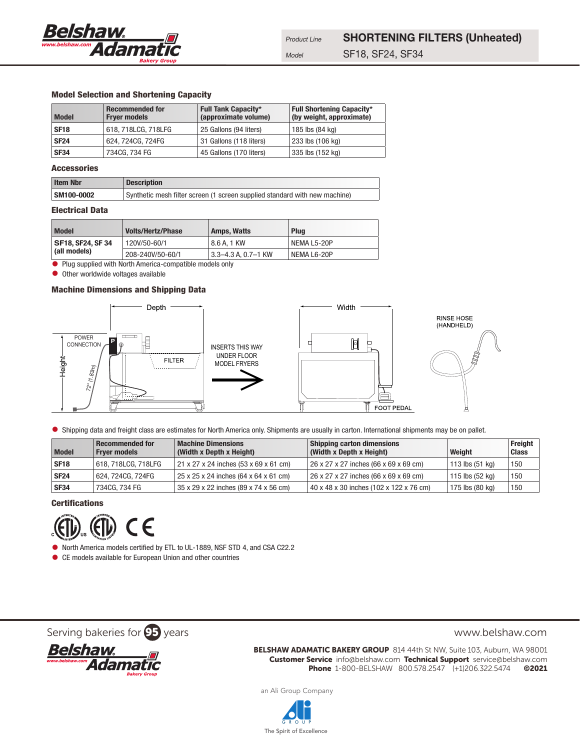## Model Selection and Shortening Capacity

| Model | Recommended for Fryer models | Full Tank Capacity* (approximate volume) | Full Shortening Capacity* (by weight, approximate) |
|---|---|---|---|
| **SF18** | 618, 718LCG, 718LFG | 25 Gallons (94 liters) | 185 lbs (84 kg) |
| **SF24** | 624, 724CG, 724FG | 31 Gallons (118 liters) | 233 lbs (106 kg) |
| **SF34** | 734CG, 734 FG | 45 Gallons (170 liters) | 335 lbs (152 kg) |

## Accessories

| Item Nbr | Description |
|---|---|
| **SM100-0002** | Synthetic mesh filter screen (1 screen supplied standard with new machine) |

## Electrical Data

| Model | Volts/Hertz/Phase | Amps, Watts | Plug |
|---|---|---|---|
| **SF18, SF24, SF 34 (all models)** | 120V/50-60/1 | 8.6 A, 1 KW | NEMA L5-20P |
| | 208-240V/50-60/1 | 3.3–4.3 A, 0.7–1 KW | NEMA L6-20P |

- Plug supplied with North America-compatible models only
- Other worldwide voltages available

## Machine Dimensions and Shipping Data

Depth

POWER CONNECTION

Height

72" (1.83m)

FILTER

INSERTS THIS WAY UNDER FLOOR MODEL FRYERS

Width

FOOT PEDAL

RINSE HOSE (HANDHELD)

- Shipping data and freight class are estimates for North America only. Shipments are usually in carton. International shipments may be on pallet.

| Model | Recommended for Fryer models | Machine Dimensions (Width x Depth x Height) | Shipping carton dimensions (Width x Depth x Height) | Weight | Freight Class |
|---|---|---|---|---|---|
| **SF18** | 618, 718LCG, 718LFG | 21 x 27 x 24 inches (53 x 69 x 61 cm) | 26 x 27 x 27 inches (66 x 69 x 69 cm) | 113 lbs (51 kg) | 150 |
| **SF24** | 624, 724CG, 724FG | 25 x 25 x 24 inches (64 x 64 x 61 cm) | 26 x 27 x 27 inches (66 x 69 x 69 cm) | 115 lbs (52 kg) | 150 |
| **SF34** | 734CG, 734 FG | 35 x 29 x 22 inches (89 x 74 x 56 cm) | 40 x 48 x 30 inches (102 x 122 x 76 cm) | 175 lbs (80 kg) | 150 |

## Certifications

- North America models certified by ETL to UL-1889, NSF STD 4, and CSA C22.2
- CE models available for European Union and other countries

Serving bakeries for 95 years

www.belshaw.com

**BELSHAW ADAMATIC BAKERY GROUP** 814 44th St NW, Suite 103, Auburn, WA 98001
**Customer Service** info@belshaw.com **Technical Support** service@belshaw.com
**Phone** 1-800-BELSHAW 800.578.2547 (+1)206.322.5474 **©2021**

an Ali Group Company

The Spirit of Excellence